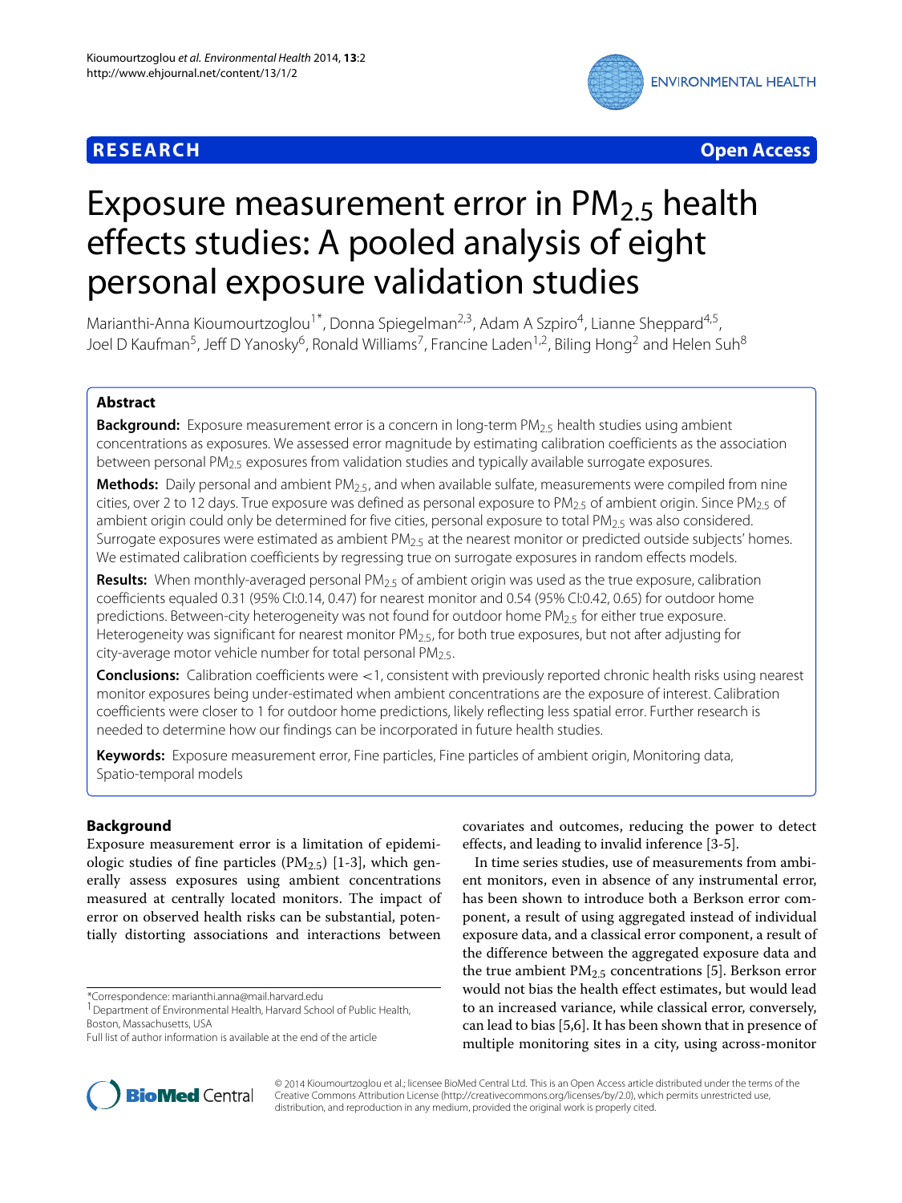**RESEARCH** **Open Access**

# Exposure measurement error in $PM_{2.5}$ health effects studies: A pooled analysis of eight personal exposure validation studies

Marianthi-Anna Kioumourtzoglou[1*], Donna Spiegelman[2,3], Adam A Szpiro[4], Lianne Sheppard[4,5], Joel D Kaufman[5], Jeff D Yanosky[6], Ronald Williams[7], Francine Laden[1,2], Biling Hong[2] and Helen Suh[8]

## Abstract

**Background:** Exposure measurement error is a concern in long-term $PM_{2.5}$ health studies using ambient concentrations as exposures. We assessed error magnitude by estimating calibration coefficients as the association between personal $PM_{2.5}$ exposures from validation studies and typically available surrogate exposures.

**Methods:** Daily personal and ambient $PM_{2.5}$, and when available sulfate, measurements were compiled from nine cities, over 2 to 12 days. True exposure was defined as personal exposure to $PM_{2.5}$ of ambient origin. Since $PM_{2.5}$ of ambient origin could only be determined for five cities, personal exposure to total $PM_{2.5}$ was also considered. Surrogate exposures were estimated as ambient $PM_{2.5}$ at the nearest monitor or predicted outside subjects' homes. We estimated calibration coefficients by regressing true on surrogate exposures in random effects models.

**Results:** When monthly-averaged personal $PM_{2.5}$ of ambient origin was used as the true exposure, calibration coefficients equaled 0.31 (95% CI:0.14, 0.47) for nearest monitor and 0.54 (95% CI:0.42, 0.65) for outdoor home predictions. Between-city heterogeneity was not found for outdoor home $PM_{2.5}$ for either true exposure. Heterogeneity was significant for nearest monitor $PM_{2.5}$, for both true exposures, but not after adjusting for city-average motor vehicle number for total personal $PM_{2.5}$.

**Conclusions:** Calibration coefficients were <1, consistent with previously reported chronic health risks using nearest monitor exposures being under-estimated when ambient concentrations are the exposure of interest. Calibration coefficients were closer to 1 for outdoor home predictions, likely reflecting less spatial error. Further research is needed to determine how our findings can be incorporated in future health studies.

**Keywords:** Exposure measurement error, Fine particles, Fine particles of ambient origin, Monitoring data, Spatio-temporal models

## Background

Exposure measurement error is a limitation of epidemiologic studies of fine particles ($PM_{2.5}$) [1-3], which generally assess exposures using ambient concentrations measured at centrally located monitors. The impact of error on observed health risks can be substantial, potentially distorting associations and interactions between covariates and outcomes, reducing the power to detect effects, and leading to invalid inference [3-5].

In time series studies, use of measurements from ambient monitors, even in absence of any instrumental error, has been shown to introduce both a Berkson error component, a result of using aggregated instead of individual exposure data, and a classical error component, a result of the difference between the aggregated exposure data and the true ambient $PM_{2.5}$ concentrations [5]. Berkson error would not bias the health effect estimates, but would lead to an increased variance, while classical error, conversely, can lead to bias [5,6]. It has been shown that in presence of multiple monitoring sites in a city, using across-monitor

*Correspondence: marianthi.anna@mail.harvard.edu
[1] Department of Environmental Health, Harvard School of Public Health, Boston, Massachusetts, USA
Full list of author information is available at the end of the article

© 2014 Kioumourtzoglou et al.; licensee BioMed Central Ltd. This is an Open Access article distributed under the terms of the Creative Commons Attribution License (http://creativecommons.org/licenses/by/2.0), which permits unrestricted use, distribution, and reproduction in any medium, provided the original work is properly cited.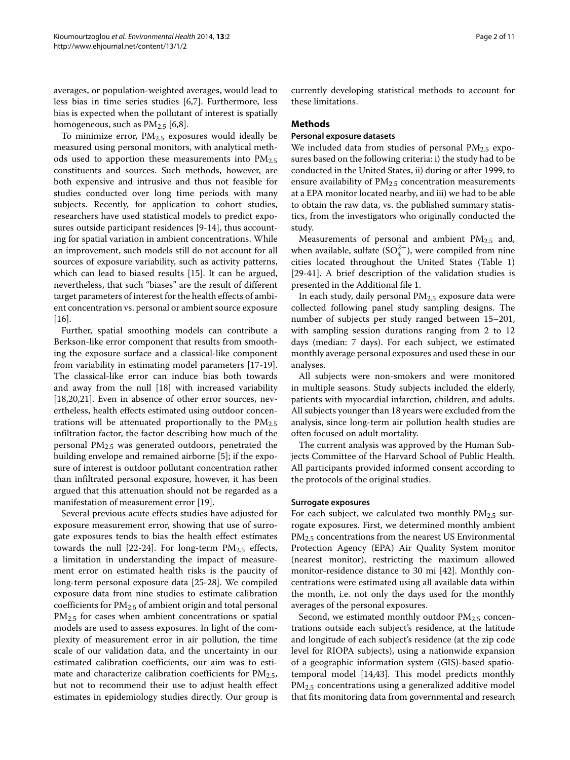averages, or population-weighted averages, would lead to less bias in time series studies [6,7]. Furthermore, less bias is expected when the pollutant of interest is spatially homogeneous, such as $PM_{2.5}$ [6,8].

To minimize error, $PM_{2.5}$ exposures would ideally be measured using personal monitors, with analytical methods used to apportion these measurements into $PM_{2.5}$ constituents and sources. Such methods, however, are both expensive and intrusive and thus not feasible for studies conducted over long time periods with many subjects. Recently, for application to cohort studies, researchers have used statistical models to predict exposures outside participant residences [9-14], thus accounting for spatial variation in ambient concentrations. While an improvement, such models still do not account for all sources of exposure variability, such as activity patterns, which can lead to biased results [15]. It can be argued, nevertheless, that such "biases" are the result of different target parameters of interest for the health effects of ambient concentration vs. personal or ambient source exposure [16].

Further, spatial smoothing models can contribute a Berkson-like error component that results from smoothing the exposure surface and a classical-like component from variability in estimating model parameters [17-19]. The classical-like error can induce bias both towards and away from the null [18] with increased variability [18,20,21]. Even in absence of other error sources, nevertheless, health effects estimated using outdoor concentrations will be attenuated proportionally to the $PM_{2.5}$ infiltration factor, the factor describing how much of the personal $PM_{2.5}$ was generated outdoors, penetrated the building envelope and remained airborne [5]; if the exposure of interest is outdoor pollutant concentration rather than infiltrated personal exposure, however, it has been argued that this attenuation should not be regarded as a manifestation of measurement error [19].

Several previous acute effects studies have adjusted for exposure measurement error, showing that use of surrogate exposures tends to bias the health effect estimates towards the null [22-24]. For long-term $PM_{2.5}$ effects, a limitation in understanding the impact of measurement error on estimated health risks is the paucity of long-term personal exposure data [25-28]. We compiled exposure data from nine studies to estimate calibration coefficients for $PM_{2.5}$ of ambient origin and total personal $PM_{2.5}$ for cases when ambient concentrations or spatial models are used to assess exposures. In light of the complexity of measurement error in air pollution, the time scale of our validation data, and the uncertainty in our estimated calibration coefficients, our aim was to estimate and characterize calibration coefficients for $PM_{2.5}$, but not to recommend their use to adjust health effect estimates in epidemiology studies directly. Our group is currently developing statistical methods to account for these limitations.

## Methods

### Personal exposure datasets

We included data from studies of personal $PM_{2.5}$ exposures based on the following criteria: i) the study had to be conducted in the United States, ii) during or after 1999, to ensure availability of $PM_{2.5}$ concentration measurements at a EPA monitor located nearby, and iii) we had to be able to obtain the raw data, vs. the published summary statistics, from the investigators who originally conducted the study.

Measurements of personal and ambient $PM_{2.5}$ and, when available, sulfate ($SO_4^{2-}$), were compiled from nine cities located throughout the United States (Table 1) [29-41]. A brief description of the validation studies is presented in the Additional file 1.

In each study, daily personal $PM_{2.5}$ exposure data were collected following panel study sampling designs. The number of subjects per study ranged between 15–201, with sampling session durations ranging from 2 to 12 days (median: 7 days). For each subject, we estimated monthly average personal exposures and used these in our analyses.

All subjects were non-smokers and were monitored in multiple seasons. Study subjects included the elderly, patients with myocardial infarction, children, and adults. All subjects younger than 18 years were excluded from the analysis, since long-term air pollution health studies are often focused on adult mortality.

The current analysis was approved by the Human Subjects Committee of the Harvard School of Public Health. All participants provided informed consent according to the protocols of the original studies.

### Surrogate exposures

For each subject, we calculated two monthly $PM_{2.5}$ surrogate exposures. First, we determined monthly ambient $PM_{2.5}$ concentrations from the nearest US Environmental Protection Agency (EPA) Air Quality System monitor (nearest monitor), restricting the maximum allowed monitor-residence distance to 30 mi [42]. Monthly concentrations were estimated using all available data within the month, i.e. not only the days used for the monthly averages of the personal exposures.

Second, we estimated monthly outdoor $PM_{2.5}$ concentrations outside each subject's residence, at the latitude and longitude of each subject's residence (at the zip code level for RIOPA subjects), using a nationwide expansion of a geographic information system (GIS)-based spatio-temporal model [14,43]. This model predicts monthly $PM_{2.5}$ concentrations using a generalized additive model that fits monitoring data from governmental and research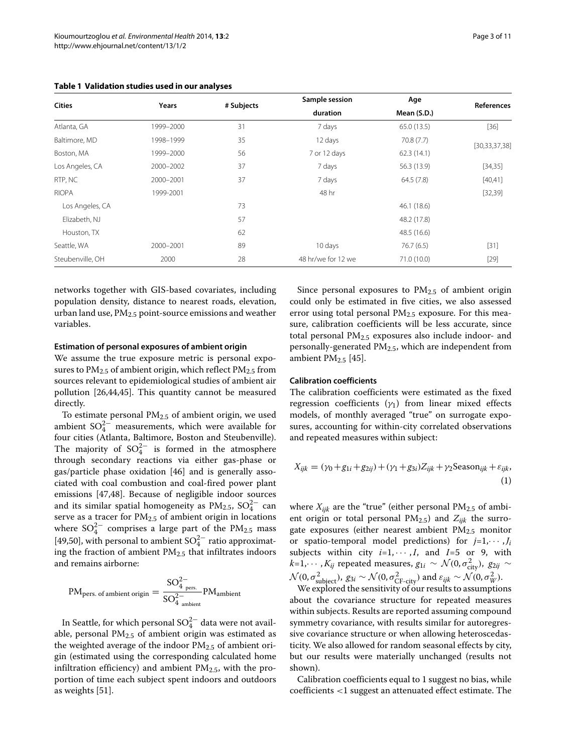**Table 1 Validation studies used in our analyses**

| Cities | Years | # Subjects | Sample session duration | Age Mean (S.D.) | References |
|---|---|---|---|---|---|
| Atlanta, GA | 1999–2000 | 31 | 7 days | 65.0 (13.5) | [36] |
| Baltimore, MD | 1998–1999 | 35 | 12 days | 70.8 (7.7) | [30,33,37,38] |
| Boston, MA | 1999–2000 | 56 | 7 or 12 days | 62.3 (14.1) | |
| Los Angeles, CA | 2000–2002 | 37 | 7 days | 56.3 (13.9) | [34,35] |
| RTP, NC | 2000–2001 | 37 | 7 days | 64.5 (7.8) | [40,41] |
| RIOPA | 1999-2001 | | 48 hr | | [32,39] |
| Los Angeles, CA | | 73 | | 46.1 (18.6) | |
| Elizabeth, NJ | | 57 | | 48.2 (17.8) | |
| Houston, TX | | 62 | | 48.5 (16.6) | |
| Seattle, WA | 2000–2001 | 89 | 10 days | 76.7 (6.5) | [31] |
| Steubenville, OH | 2000 | 28 | 48 hr/we for 12 we | 71.0 (10.0) | [29] |

networks together with GIS-based covariates, including population density, distance to nearest roads, elevation, urban land use, $PM_{2.5}$ point-source emissions and weather variables.

#### Estimation of personal exposures of ambient origin

We assume the true exposure metric is personal exposures to $PM_{2.5}$ of ambient origin, which reflect $PM_{2.5}$ from sources relevant to epidemiological studies of ambient air pollution [26,44,45]. This quantity cannot be measured directly.

To estimate personal $PM_{2.5}$ of ambient origin, we used ambient $SO_4^{2-}$ measurements, which were available for four cities (Atlanta, Baltimore, Boston and Steubenville). The majority of $SO_4^{2-}$ is formed in the atmosphere through secondary reactions via either gas-phase or gas/particle phase oxidation [46] and is generally associated with coal combustion and coal-fired power plant emissions [47,48]. Because of negligible indoor sources and its similar spatial homogeneity as $PM_{2.5}$, $SO_4^{2-}$ can serve as a tracer for $PM_{2.5}$ of ambient origin in locations where $SO_4^{2-}$ comprises a large part of the $PM_{2.5}$ mass [49,50], with personal to ambient $SO_4^{2-}$ ratio approximating the fraction of ambient $PM_{2.5}$ that infiltrates indoors and remains airborne:

$$\mathrm{PM}_{\text{pers. of ambient origin}} = \frac{\mathrm{SO}^{2-}_{4\ \text{pers.}}}{\mathrm{SO}^{2-}_{4\ \text{ambient}}}\mathrm{PM}_{\text{ambient}}$$

In Seattle, for which personal $SO_4^{2-}$ data were not available, personal $PM_{2.5}$ of ambient origin was estimated as the weighted average of the indoor $PM_{2.5}$ of ambient origin (estimated using the corresponding calculated home infiltration efficiency) and ambient $PM_{2.5}$, with the proportion of time each subject spent indoors and outdoors as weights [51].

Since personal exposures to $PM_{2.5}$ of ambient origin could only be estimated in five cities, we also assessed error using total personal $PM_{2.5}$ exposure. For this measure, calibration coefficients will be less accurate, since total personal $PM_{2.5}$ exposures also include indoor- and personally-generated $PM_{2.5}$, which are independent from ambient $PM_{2.5}$ [45].

#### Calibration coefficients

The calibration coefficients were estimated as the fixed regression coefficients ($\gamma_1$) from linear mixed effects models, of monthly averaged "true" on surrogate exposures, accounting for within-city correlated observations and repeated measures within subject:

$$X_{ijk} = (\gamma_0 + g_{1i} + g_{2ij}) + (\gamma_1 + g_{3i})Z_{ijk} + \gamma_2 \mathrm{Season}_{ijk} + \varepsilon_{ijk}, \quad (1)$$

where $X_{ijk}$ are the "true" (either personal $PM_{2.5}$ of ambient origin or total personal $PM_{2.5}$) and $Z_{ijk}$ the surrogate exposures (either nearest ambient $PM_{2.5}$ monitor or spatio-temporal model predictions) for $j=1,\cdots,J_i$ subjects within city $i=1,\cdots,I$, and $I=5$ or 9, with $k=1,\cdots,K_{ij}$ repeated measures, $g_{1i} \sim \mathcal{N}(0,\sigma^2_{\text{city}})$, $g_{2ij} \sim \mathcal{N}(0,\sigma^2_{\text{subject}})$, $g_{3i} \sim \mathcal{N}(0,\sigma^2_{\text{CF-city}})$ and $\varepsilon_{ijk} \sim \mathcal{N}(0,\sigma^2_W)$.

We explored the sensitivity of our results to assumptions about the covariance structure for repeated measures within subjects. Results are reported assuming compound symmetry covariance, with results similar for autoregressive covariance structure or when allowing heteroscedasticity. We also allowed for random seasonal effects by city, but our results were materially unchanged (results not shown).

Calibration coefficients equal to 1 suggest no bias, while coefficients $<1$ suggest an attenuated effect estimate. The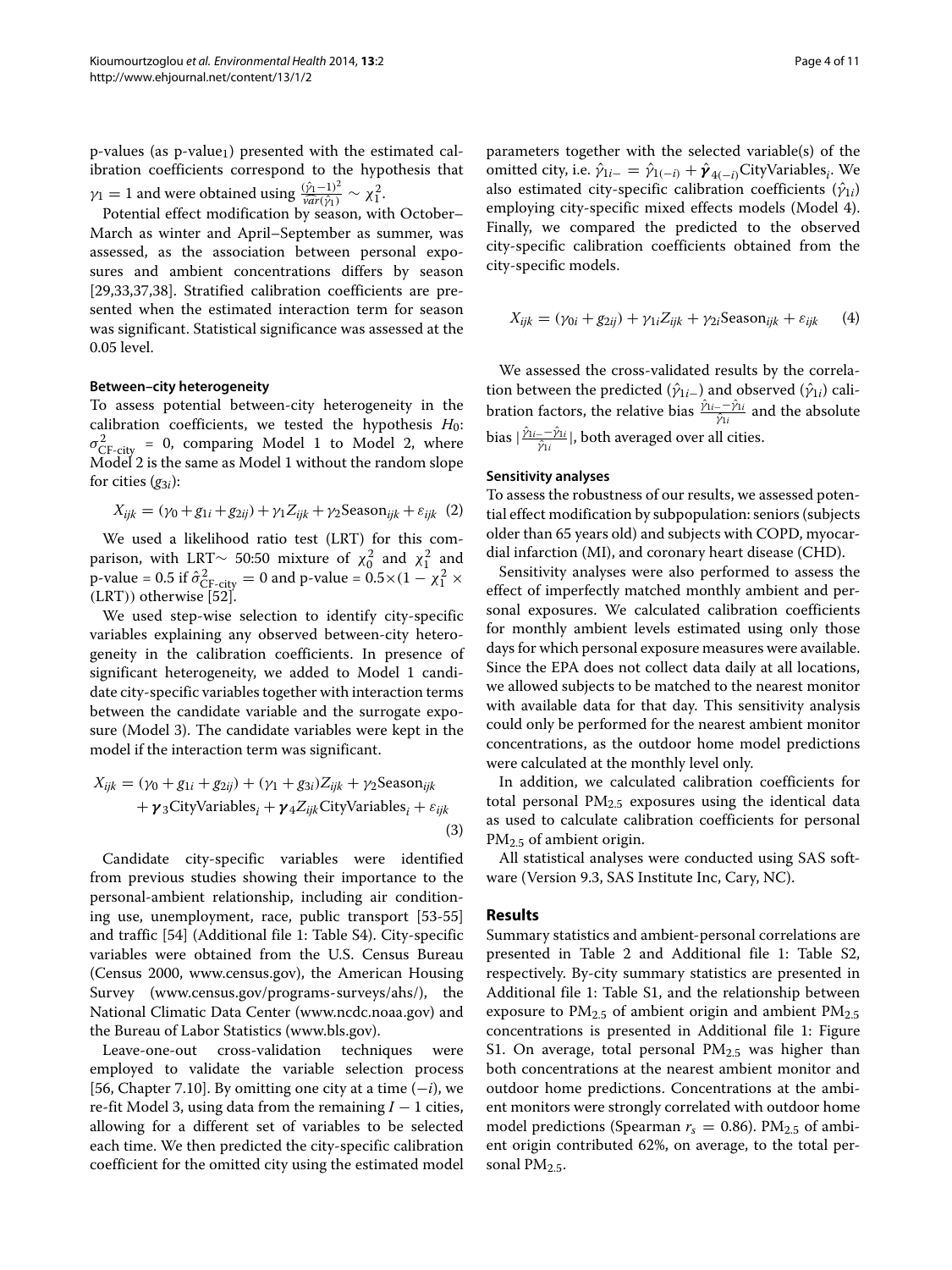p-values (as p-value$_1$) presented with the estimated calibration coefficients correspond to the hypothesis that $\gamma_1 = 1$ and were obtained using $\frac{(\hat{\gamma}_1-1)^2}{\hat{var}(\hat{\gamma}_1)} \sim \chi_1^2$.

Potential effect modification by season, with October–March as winter and April–September as summer, was assessed, as the association between personal exposures and ambient concentrations differs by season [29,33,37,38]. Stratified calibration coefficients are presented when the estimated interaction term for season was significant. Statistical significance was assessed at the 0.05 level.

#### Between–city heterogeneity

To assess potential between-city heterogeneity in the calibration coefficients, we tested the hypothesis $H_0$: $\sigma^2_{\text{CF-city}} = 0$, comparing Model 1 to Model 2, where Model 2 is the same as Model 1 without the random slope for cities ($g_{3i}$):

$$X_{ijk} = (\gamma_0 + g_{1i} + g_{2ij}) + \gamma_1 Z_{ijk} + \gamma_2 \text{Season}_{ijk} + \varepsilon_{ijk} \quad (2)$$

We used a likelihood ratio test (LRT) for this comparison, with LRT$\sim$ 50:50 mixture of $\chi_0^2$ and $\chi_1^2$ and p-value = 0.5 if $\hat{\sigma}^2_{\text{CF-city}} = 0$ and p-value = $0.5\times(1 - \chi_1^2 \times$ (LRT)) otherwise [52].

We used step-wise selection to identify city-specific variables explaining any observed between-city heterogeneity in the calibration coefficients. In presence of significant heterogeneity, we added to Model 1 candidate city-specific variables together with interaction terms between the candidate variable and the surrogate exposure (Model 3). The candidate variables were kept in the model if the interaction term was significant.

$$X_{ijk} = (\gamma_0 + g_{1i} + g_{2ij}) + (\gamma_1 + g_{3i}) Z_{ijk} + \gamma_2 \text{Season}_{ijk} + \boldsymbol{\gamma}_3 \text{CityVariables}_i + \boldsymbol{\gamma}_4 Z_{ijk} \text{CityVariables}_i + \varepsilon_{ijk} \quad (3)$$

Candidate city-specific variables were identified from previous studies showing their importance to the personal-ambient relationship, including air conditioning use, unemployment, race, public transport [53-55] and traffic [54] (Additional file 1: Table S4). City-specific variables were obtained from the U.S. Census Bureau (Census 2000, www.census.gov), the American Housing Survey (www.census.gov/programs-surveys/ahs/), the National Climatic Data Center (www.ncdc.noaa.gov) and the Bureau of Labor Statistics (www.bls.gov).

Leave-one-out cross-validation techniques were employed to validate the variable selection process [56, Chapter 7.10]. By omitting one city at a time ($-i$), we re-fit Model 3, using data from the remaining $I - 1$ cities, allowing for a different set of variables to be selected each time. We then predicted the city-specific calibration coefficient for the omitted city using the estimated model parameters together with the selected variable(s) of the omitted city, i.e. $\hat{\gamma}_{1i-} = \hat{\gamma}_{1(-i)} + \hat{\boldsymbol{\gamma}}_{4(-i)}\text{CityVariables}_i$. We also estimated city-specific calibration coefficients ($\hat{\gamma}_{1i}$) employing city-specific mixed effects models (Model 4). Finally, we compared the predicted to the observed city-specific calibration coefficients obtained from the city-specific models.

$$X_{ijk} = (\gamma_{0i} + g_{2ij}) + \gamma_{1i} Z_{ijk} + \gamma_{2i} \text{Season}_{ijk} + \varepsilon_{ijk} \quad (4)$$

We assessed the cross-validated results by the correlation between the predicted ($\hat{\gamma}_{1i-}$) and observed ($\hat{\gamma}_{1i}$) calibration factors, the relative bias $\frac{\hat{\gamma}_{1i-} - \hat{\gamma}_{1i}}{\hat{\gamma}_{1i}}$ and the absolute bias $|\frac{\hat{\gamma}_{1i-} - \hat{\gamma}_{1i}}{\hat{\gamma}_{1i}}|$, both averaged over all cities.

#### Sensitivity analyses

To assess the robustness of our results, we assessed potential effect modification by subpopulation: seniors (subjects older than 65 years old) and subjects with COPD, myocardial infarction (MI), and coronary heart disease (CHD).

Sensitivity analyses were also performed to assess the effect of imperfectly matched monthly ambient and personal exposures. We calculated calibration coefficients for monthly ambient levels estimated using only those days for which personal exposure measures were available. Since the EPA does not collect data daily at all locations, we allowed subjects to be matched to the nearest monitor with available data for that day. This sensitivity analysis could only be performed for the nearest ambient monitor concentrations, as the outdoor home model predictions were calculated at the monthly level only.

In addition, we calculated calibration coefficients for total personal $PM_{2.5}$ exposures using the identical data as used to calculate calibration coefficients for personal $PM_{2.5}$ of ambient origin.

All statistical analyses were conducted using SAS software (Version 9.3, SAS Institute Inc, Cary, NC).

## Results

Summary statistics and ambient-personal correlations are presented in Table 2 and Additional file 1: Table S2, respectively. By-city summary statistics are presented in Additional file 1: Table S1, and the relationship between exposure to $PM_{2.5}$ of ambient origin and ambient $PM_{2.5}$ concentrations is presented in Additional file 1: Figure S1. On average, total personal $PM_{2.5}$ was higher than both concentrations at the nearest ambient monitor and outdoor home predictions. Concentrations at the ambient monitors were strongly correlated with outdoor home model predictions (Spearman $r_s = 0.86$). $PM_{2.5}$ of ambient origin contributed 62%, on average, to the total personal $PM_{2.5}$.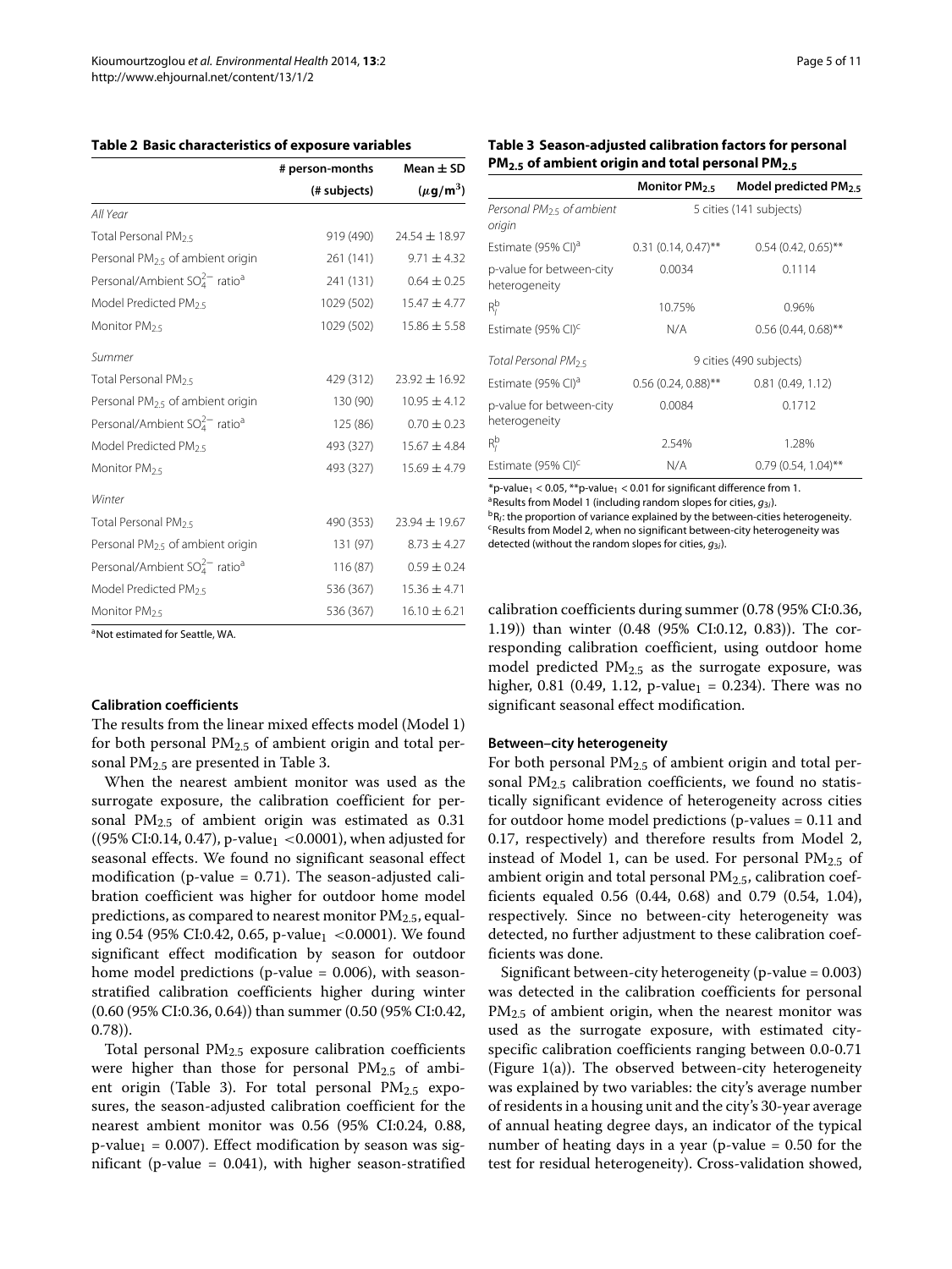**Table 2 Basic characteristics of exposure variables**

| | # person-months (# subjects) | Mean ± SD ($\mu g/m^3$) |
|---|---|---|
| *All Year* | | |
| Total Personal $PM_{2.5}$ | 919 (490) | 24.54 ± 18.97 |
| Personal $PM_{2.5}$ of ambient origin | 261 (141) | 9.71 ± 4.32 |
| Personal/Ambient $SO_4^{2-}$ ratio[a] | 241 (131) | 0.64 ± 0.25 |
| Model Predicted $PM_{2.5}$ | 1029 (502) | 15.47 ± 4.77 |
| Monitor $PM_{2.5}$ | 1029 (502) | 15.86 ± 5.58 |
| *Summer* | | |
| Total Personal $PM_{2.5}$ | 429 (312) | 23.92 ± 16.92 |
| Personal $PM_{2.5}$ of ambient origin | 130 (90) | 10.95 ± 4.12 |
| Personal/Ambient $SO_4^{2-}$ ratio[a] | 125 (86) | 0.70 ± 0.23 |
| Model Predicted $PM_{2.5}$ | 493 (327) | 15.67 ± 4.84 |
| Monitor $PM_{2.5}$ | 493 (327) | 15.69 ± 4.79 |
| *Winter* | | |
| Total Personal $PM_{2.5}$ | 490 (353) | 23.94 ± 19.67 |
| Personal $PM_{2.5}$ of ambient origin | 131 (97) | 8.73 ± 4.27 |
| Personal/Ambient $SO_4^{2-}$ ratio[a] | 116 (87) | 0.59 ± 0.24 |
| Model Predicted $PM_{2.5}$ | 536 (367) | 15.36 ± 4.71 |
| Monitor $PM_{2.5}$ | 536 (367) | 16.10 ± 6.21 |

[a]Not estimated for Seattle, WA.

**Table 3 Season-adjusted calibration factors for personal $PM_{2.5}$ of ambient origin and total personal $PM_{2.5}$**

| | Monitor $PM_{2.5}$ | Model predicted $PM_{2.5}$ |
|---|---|---|
| *Personal $PM_{2.5}$ of ambient origin* | 5 cities (141 subjects) | |
| Estimate (95% CI)[a] | 0.31 (0.14, 0.47)** | 0.54 (0.42, 0.65)** |
| p-value for between-city heterogeneity | 0.0034 | 0.1114 |
| $R_I^b$ | 10.75% | 0.96% |
| Estimate (95% CI)[c] | N/A | 0.56 (0.44, 0.68)** |
| *Total Personal $PM_{2.5}$* | 9 cities (490 subjects) | |
| Estimate (95% CI)[a] | 0.56 (0.24, 0.88)** | 0.81 (0.49, 1.12) |
| p-value for between-city heterogeneity | 0.0084 | 0.1712 |
| $R_I^b$ | 2.54% | 1.28% |
| Estimate (95% CI)[c] | N/A | 0.79 (0.54, 1.04)** |

*p-value$_1$ < 0.05, **p-value$_1$ < 0.01 for significant difference from 1.
[a]Results from Model 1 (including random slopes for cities, $g_{3i}$).
[b]$R_I$: the proportion of variance explained by the between-cities heterogeneity.
[c]Results from Model 2, when no significant between-city heterogeneity was detected (without the random slopes for cities, $g_{3i}$).

### Calibration coefficients

The results from the linear mixed effects model (Model 1) for both personal $PM_{2.5}$ of ambient origin and total personal $PM_{2.5}$ are presented in Table 3.

When the nearest ambient monitor was used as the surrogate exposure, the calibration coefficient for personal $PM_{2.5}$ of ambient origin was estimated as 0.31 ((95% CI:0.14, 0.47), p-value$_1$ <0.0001), when adjusted for seasonal effects. We found no significant seasonal effect modification (p-value = 0.71). The season-adjusted calibration coefficient was higher for outdoor home model predictions, as compared to nearest monitor $PM_{2.5}$, equaling 0.54 (95% CI:0.42, 0.65, p-value$_1$ <0.0001). We found significant effect modification by season for outdoor home model predictions (p-value = 0.006), with season-stratified calibration coefficients higher during winter (0.60 (95% CI:0.36, 0.64)) than summer (0.50 (95% CI:0.42, 0.78)).

Total personal $PM_{2.5}$ exposure calibration coefficients were higher than those for personal $PM_{2.5}$ of ambient origin (Table 3). For total personal $PM_{2.5}$ exposures, the season-adjusted calibration coefficient for the nearest ambient monitor was 0.56 (95% CI:0.24, 0.88, p-value$_1$ = 0.007). Effect modification by season was significant (p-value = 0.041), with higher season-stratified calibration coefficients during summer (0.78 (95% CI:0.36, 1.19)) than winter (0.48 (95% CI:0.12, 0.83)). The corresponding calibration coefficient, using outdoor home model predicted $PM_{2.5}$ as the surrogate exposure, was higher, 0.81 (0.49, 1.12, p-value$_1$ = 0.234). There was no significant seasonal effect modification.

### Between–city heterogeneity

For both personal $PM_{2.5}$ of ambient origin and total personal $PM_{2.5}$ calibration coefficients, we found no statistically significant evidence of heterogeneity across cities for outdoor home model predictions (p-values = 0.11 and 0.17, respectively) and therefore results from Model 2, instead of Model 1, can be used. For personal $PM_{2.5}$ of ambient origin and total personal $PM_{2.5}$, calibration coefficients equaled 0.56 (0.44, 0.68) and 0.79 (0.54, 1.04), respectively. Since no between-city heterogeneity was detected, no further adjustment to these calibration coefficients was done.

Significant between-city heterogeneity (p-value = 0.003) was detected in the calibration coefficients for personal $PM_{2.5}$ of ambient origin, when the nearest monitor was used as the surrogate exposure, with estimated city-specific calibration coefficients ranging between 0.0-0.71 (Figure 1(a)). The observed between-city heterogeneity was explained by two variables: the city's average number of residents in a housing unit and the city's 30-year average of annual heating degree days, an indicator of the typical number of heating days in a year (p-value = 0.50 for the test for residual heterogeneity). Cross-validation showed,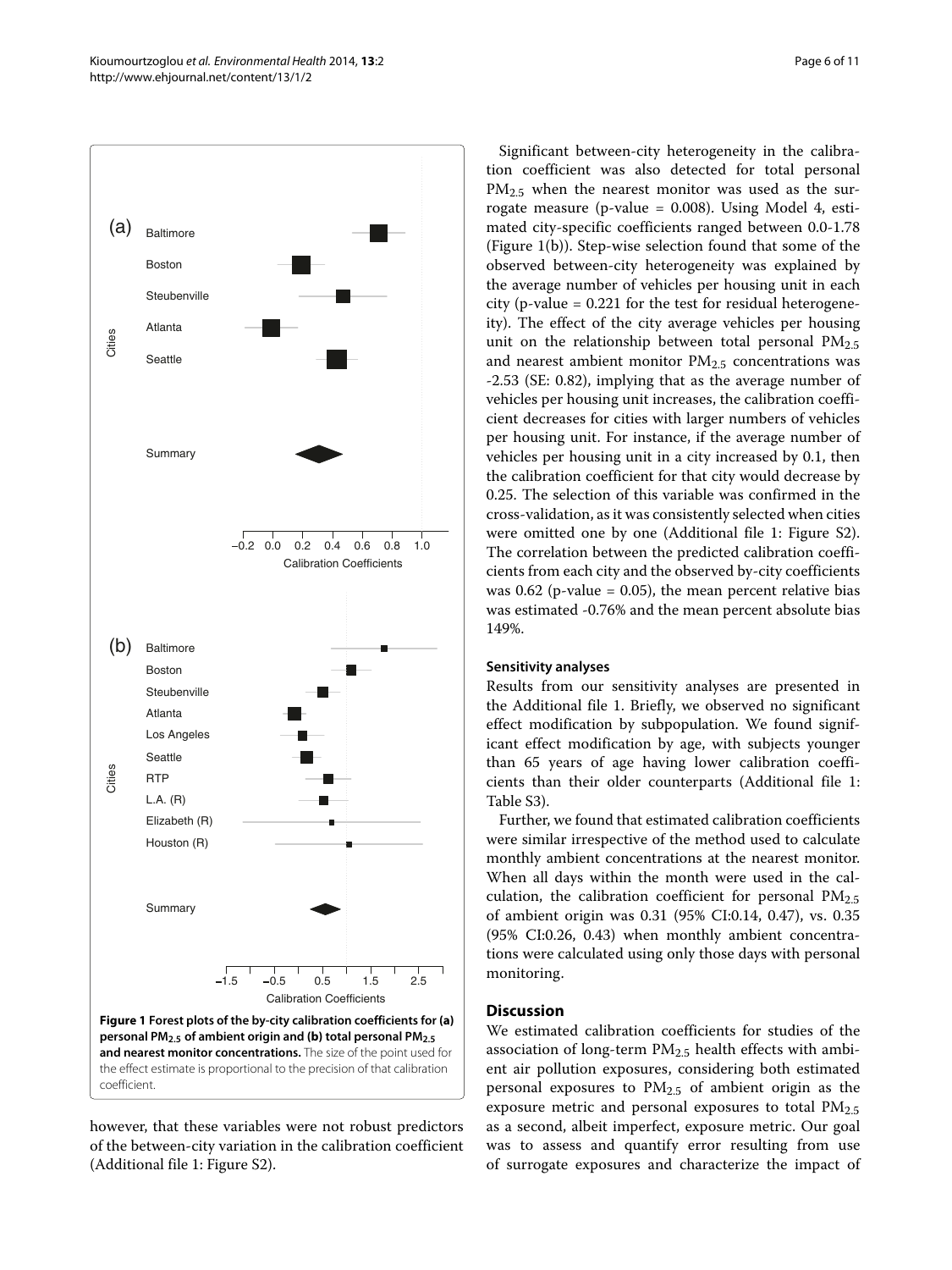however, that these variables were not robust predictors of the between-city variation in the calibration coefficient (Additional file 1: Figure S2).

Significant between-city heterogeneity in the calibration coefficient was also detected for total personal $PM_{2.5}$ when the nearest monitor was used as the surrogate measure (p-value = 0.008). Using Model 4, estimated city-specific coefficients ranged between 0.0-1.78 (Figure 1(b)). Step-wise selection found that some of the observed between-city heterogeneity was explained by the average number of vehicles per housing unit in each city (p-value = 0.221 for the test for residual heterogeneity). The effect of the city average vehicles per housing unit on the relationship between total personal $PM_{2.5}$ and nearest ambient monitor $PM_{2.5}$ concentrations was -2.53 (SE: 0.82), implying that as the average number of vehicles per housing unit increases, the calibration coefficient decreases for cities with larger numbers of vehicles per housing unit. For instance, if the average number of vehicles per housing unit in a city increased by 0.1, then the calibration coefficient for that city would decrease by 0.25. The selection of this variable was confirmed in the cross-validation, as it was consistently selected when cities were omitted one by one (Additional file 1: Figure S2). The correlation between the predicted calibration coefficients from each city and the observed by-city coefficients was 0.62 (p-value = 0.05), the mean percent relative bias was estimated -0.76% and the mean percent absolute bias 149%.

**Figure 1 Forest plots of the by-city calibration coefficients for (a) personal $PM_{2.5}$ of ambient origin and (b) total personal $PM_{2.5}$ and nearest monitor concentrations.** The size of the point used for the effect estimate is proportional to the precision of that calibration coefficient.

### Sensitivity analyses

Results from our sensitivity analyses are presented in the Additional file 1. Briefly, we observed no significant effect modification by subpopulation. We found significant effect modification by age, with subjects younger than 65 years of age having lower calibration coefficients than their older counterparts (Additional file 1: Table S3).

Further, we found that estimated calibration coefficients were similar irrespective of the method used to calculate monthly ambient concentrations at the nearest monitor. When all days within the month were used in the calculation, the calibration coefficient for personal $PM_{2.5}$ of ambient origin was 0.31 (95% CI:0.14, 0.47), vs. 0.35 (95% CI:0.26, 0.43) when monthly ambient concentrations were calculated using only those days with personal monitoring.

## Discussion

We estimated calibration coefficients for studies of the association of long-term $PM_{2.5}$ health effects with ambient air pollution exposures, considering both estimated personal exposures to $PM_{2.5}$ of ambient origin as the exposure metric and personal exposures to total $PM_{2.5}$ as a second, albeit imperfect, exposure metric. Our goal was to assess and quantify error resulting from use of surrogate exposures and characterize the impact of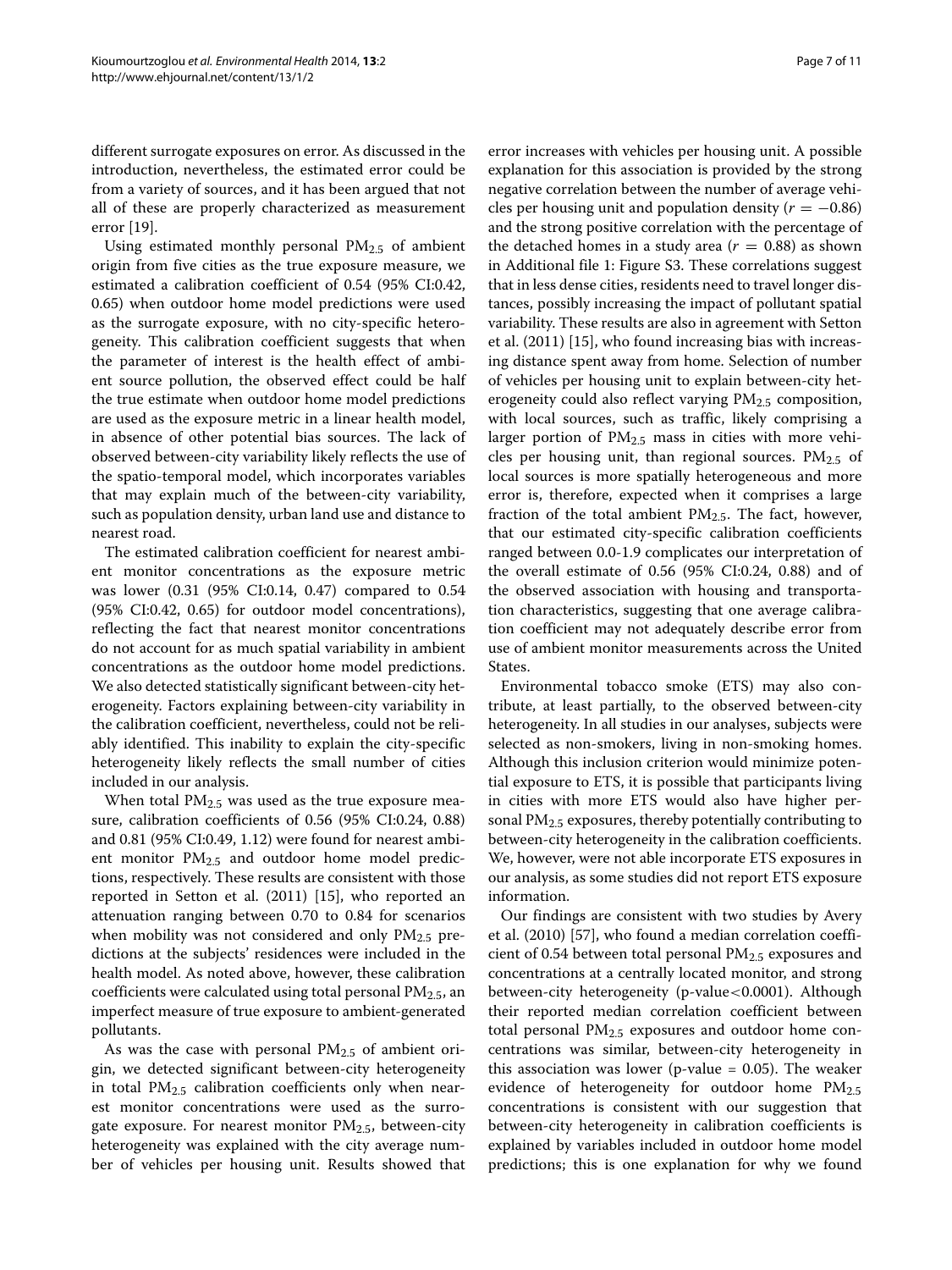different surrogate exposures on error. As discussed in the introduction, nevertheless, the estimated error could be from a variety of sources, and it has been argued that not all of these are properly characterized as measurement error [19].

Using estimated monthly personal $PM_{2.5}$ of ambient origin from five cities as the true exposure measure, we estimated a calibration coefficient of 0.54 (95% CI:0.42, 0.65) when outdoor home model predictions were used as the surrogate exposure, with no city-specific heterogeneity. This calibration coefficient suggests that when the parameter of interest is the health effect of ambient source pollution, the observed effect could be half the true estimate when outdoor home model predictions are used as the exposure metric in a linear health model, in absence of other potential bias sources. The lack of observed between-city variability likely reflects the use of the spatio-temporal model, which incorporates variables that may explain much of the between-city variability, such as population density, urban land use and distance to nearest road.

The estimated calibration coefficient for nearest ambient monitor concentrations as the exposure metric was lower (0.31 (95% CI:0.14, 0.47) compared to 0.54 (95% CI:0.42, 0.65) for outdoor model concentrations), reflecting the fact that nearest monitor concentrations do not account for as much spatial variability in ambient concentrations as the outdoor home model predictions. We also detected statistically significant between-city heterogeneity. Factors explaining between-city variability in the calibration coefficient, nevertheless, could not be reliably identified. This inability to explain the city-specific heterogeneity likely reflects the small number of cities included in our analysis.

When total $PM_{2.5}$ was used as the true exposure measure, calibration coefficients of 0.56 (95% CI:0.24, 0.88) and 0.81 (95% CI:0.49, 1.12) were found for nearest ambient monitor $PM_{2.5}$ and outdoor home model predictions, respectively. These results are consistent with those reported in Setton et al. (2011) [15], who reported an attenuation ranging between 0.70 to 0.84 for scenarios when mobility was not considered and only $PM_{2.5}$ predictions at the subjects' residences were included in the health model. As noted above, however, these calibration coefficients were calculated using total personal $PM_{2.5}$, an imperfect measure of true exposure to ambient-generated pollutants.

As was the case with personal $PM_{2.5}$ of ambient origin, we detected significant between-city heterogeneity in total $PM_{2.5}$ calibration coefficients only when nearest monitor concentrations were used as the surrogate exposure. For nearest monitor $PM_{2.5}$, between-city heterogeneity was explained with the city average number of vehicles per housing unit. Results showed that error increases with vehicles per housing unit. A possible explanation for this association is provided by the strong negative correlation between the number of average vehicles per housing unit and population density ($r = -0.86$) and the strong positive correlation with the percentage of the detached homes in a study area ($r = 0.88$) as shown in Additional file 1: Figure S3. These correlations suggest that in less dense cities, residents need to travel longer distances, possibly increasing the impact of pollutant spatial variability. These results are also in agreement with Setton et al. (2011) [15], who found increasing bias with increasing distance spent away from home. Selection of number of vehicles per housing unit to explain between-city heterogeneity could also reflect varying $PM_{2.5}$ composition, with local sources, such as traffic, likely comprising a larger portion of $PM_{2.5}$ mass in cities with more vehicles per housing unit, than regional sources. $PM_{2.5}$ of local sources is more spatially heterogeneous and more error is, therefore, expected when it comprises a large fraction of the total ambient $PM_{2.5}$. The fact, however, that our estimated city-specific calibration coefficients ranged between 0.0-1.9 complicates our interpretation of the overall estimate of 0.56 (95% CI:0.24, 0.88) and of the observed association with housing and transportation characteristics, suggesting that one average calibration coefficient may not adequately describe error from use of ambient monitor measurements across the United States.

Environmental tobacco smoke (ETS) may also contribute, at least partially, to the observed between-city heterogeneity. In all studies in our analyses, subjects were selected as non-smokers, living in non-smoking homes. Although this inclusion criterion would minimize potential exposure to ETS, it is possible that participants living in cities with more ETS would also have higher personal $PM_{2.5}$ exposures, thereby potentially contributing to between-city heterogeneity in the calibration coefficients. We, however, were not able incorporate ETS exposures in our analysis, as some studies did not report ETS exposure information.

Our findings are consistent with two studies by Avery et al. (2010) [57], who found a median correlation coefficient of 0.54 between total personal $PM_{2.5}$ exposures and concentrations at a centrally located monitor, and strong between-city heterogeneity (p-value$<$0.0001). Although their reported median correlation coefficient between total personal $PM_{2.5}$ exposures and outdoor home concentrations was similar, between-city heterogeneity in this association was lower (p-value = 0.05). The weaker evidence of heterogeneity for outdoor home $PM_{2.5}$ concentrations is consistent with our suggestion that between-city heterogeneity in calibration coefficients is explained by variables included in outdoor home model predictions; this is one explanation for why we found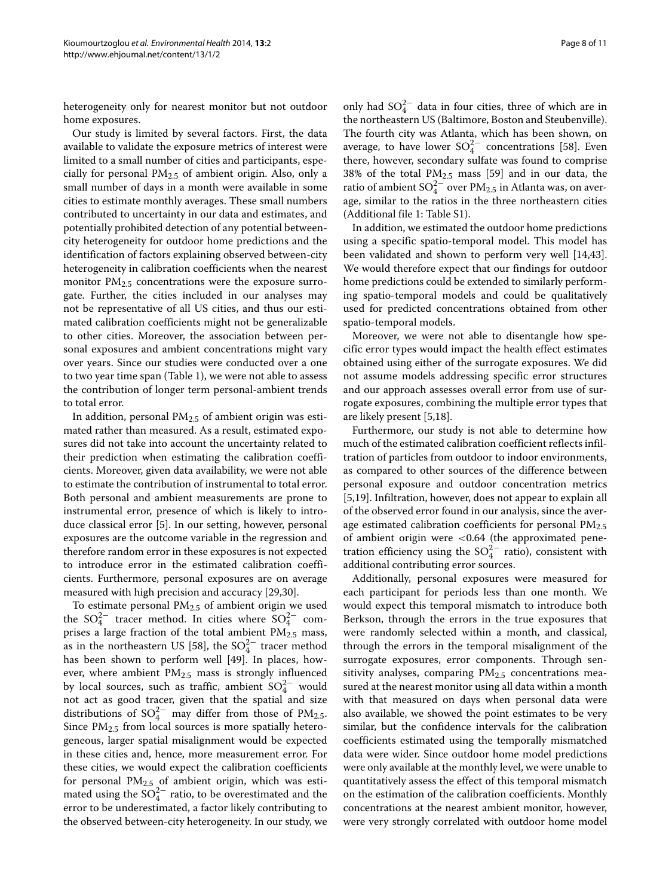heterogeneity only for nearest monitor but not outdoor home exposures.

Our study is limited by several factors. First, the data available to validate the exposure metrics of interest were limited to a small number of cities and participants, especially for personal $PM_{2.5}$ of ambient origin. Also, only a small number of days in a month were available in some cities to estimate monthly averages. These small numbers contributed to uncertainty in our data and estimates, and potentially prohibited detection of any potential between-city heterogeneity for outdoor home predictions and the identification of factors explaining observed between-city heterogeneity in calibration coefficients when the nearest monitor $PM_{2.5}$ concentrations were the exposure surrogate. Further, the cities included in our analyses may not be representative of all US cities, and thus our estimated calibration coefficients might not be generalizable to other cities. Moreover, the association between personal exposures and ambient concentrations might vary over years. Since our studies were conducted over a one to two year time span (Table 1), we were not able to assess the contribution of longer term personal-ambient trends to total error.

In addition, personal $PM_{2.5}$ of ambient origin was estimated rather than measured. As a result, estimated exposures did not take into account the uncertainty related to their prediction when estimating the calibration coefficients. Moreover, given data availability, we were not able to estimate the contribution of instrumental to total error. Both personal and ambient measurements are prone to instrumental error, presence of which is likely to introduce classical error [5]. In our setting, however, personal exposures are the outcome variable in the regression and therefore random error in these exposures is not expected to introduce error in the estimated calibration coefficients. Furthermore, personal exposures are on average measured with high precision and accuracy [29,30].

To estimate personal $PM_{2.5}$ of ambient origin we used the $SO_4^{2-}$ tracer method. In cities where $SO_4^{2-}$ comprises a large fraction of the total ambient $PM_{2.5}$ mass, as in the northeastern US [58], the $SO_4^{2-}$ tracer method has been shown to perform well [49]. In places, however, where ambient $PM_{2.5}$ mass is strongly influenced by local sources, such as traffic, ambient $SO_4^{2-}$ would not act as good tracer, given that the spatial and size distributions of $SO_4^{2-}$ may differ from those of $PM_{2.5}$. Since $PM_{2.5}$ from local sources is more spatially heterogeneous, larger spatial misalignment would be expected in these cities and, hence, more measurement error. For these cities, we would expect the calibration coefficients for personal $PM_{2.5}$ of ambient origin, which was estimated using the $SO_4^{2-}$ ratio, to be overestimated and the error to be underestimated, a factor likely contributing to the observed between-city heterogeneity. In our study, we only had $SO_4^{2-}$ data in four cities, three of which are in the northeastern US (Baltimore, Boston and Steubenville). The fourth city was Atlanta, which has been shown, on average, to have lower $SO_4^{2-}$ concentrations [58]. Even there, however, secondary sulfate was found to comprise 38% of the total $PM_{2.5}$ mass [59] and in our data, the ratio of ambient $SO_4^{2-}$ over $PM_{2.5}$ in Atlanta was, on average, similar to the ratios in the three northeastern cities (Additional file 1: Table S1).

In addition, we estimated the outdoor home predictions using a specific spatio-temporal model. This model has been validated and shown to perform very well [14,43]. We would therefore expect that our findings for outdoor home predictions could be extended to similarly performing spatio-temporal models and could be qualitatively used for predicted concentrations obtained from other spatio-temporal models.

Moreover, we were not able to disentangle how specific error types would impact the health effect estimates obtained using either of the surrogate exposures. We did not assume models addressing specific error structures and our approach assesses overall error from use of surrogate exposures, combining the multiple error types that are likely present [5,18].

Furthermore, our study is not able to determine how much of the estimated calibration coefficient reflects infiltration of particles from outdoor to indoor environments, as compared to other sources of the difference between personal exposure and outdoor concentration metrics [5,19]. Infiltration, however, does not appear to explain all of the observed error found in our analysis, since the average estimated calibration coefficients for personal $PM_{2.5}$ of ambient origin were $<0.64$ (the approximated penetration efficiency using the $SO_4^{2-}$ ratio), consistent with additional contributing error sources.

Additionally, personal exposures were measured for each participant for periods less than one month. We would expect this temporal mismatch to introduce both Berkson, through the errors in the true exposures that were randomly selected within a month, and classical, through the errors in the temporal misalignment of the surrogate exposures, error components. Through sensitivity analyses, comparing $PM_{2.5}$ concentrations measured at the nearest monitor using all data within a month with that measured on days when personal data were also available, we showed the point estimates to be very similar, but the confidence intervals for the calibration coefficients estimated using the temporally mismatched data were wider. Since outdoor home model predictions were only available at the monthly level, we were unable to quantitatively assess the effect of this temporal mismatch on the estimation of the calibration coefficients. Monthly concentrations at the nearest ambient monitor, however, were very strongly correlated with outdoor home model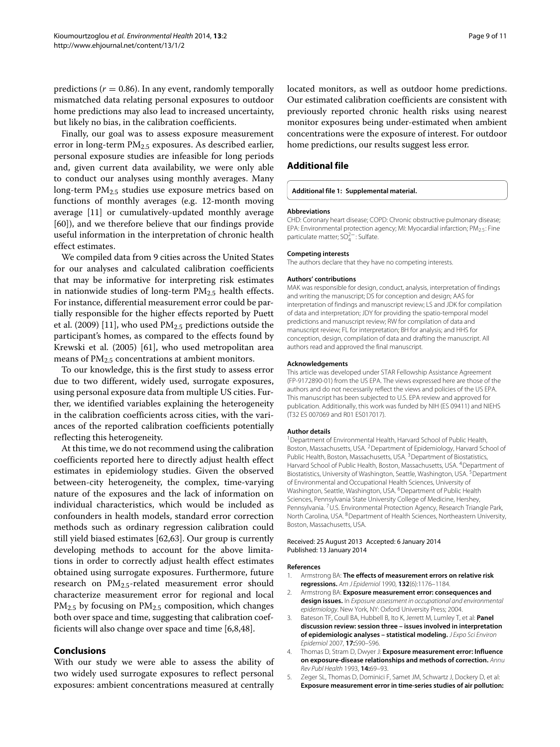predictions ($r = 0.86$). In any event, randomly temporally mismatched data relating personal exposures to outdoor home predictions may also lead to increased uncertainty, but likely no bias, in the calibration coefficients.

Finally, our goal was to assess exposure measurement error in long-term $PM_{2.5}$ exposures. As described earlier, personal exposure studies are infeasible for long periods and, given current data availability, we were only able to conduct our analyses using monthly averages. Many long-term $PM_{2.5}$ studies use exposure metrics based on functions of monthly averages (e.g. 12-month moving average [11] or cumulatively-updated monthly average [60]), and we therefore believe that our findings provide useful information in the interpretation of chronic health effect estimates.

We compiled data from 9 cities across the United States for our analyses and calculated calibration coefficients that may be informative for interpreting risk estimates in nationwide studies of long-term $PM_{2.5}$ health effects. For instance, differential measurement error could be partially responsible for the higher effects reported by Puett et al. (2009) [11], who used $PM_{2.5}$ predictions outside the participant's homes, as compared to the effects found by Krewski et al. (2005) [61], who used metropolitan area means of $PM_{2.5}$ concentrations at ambient monitors.

To our knowledge, this is the first study to assess error due to two different, widely used, surrogate exposures, using personal exposure data from multiple US cities. Further, we identified variables explaining the heterogeneity in the calibration coefficients across cities, with the variances of the reported calibration coefficients potentially reflecting this heterogeneity.

At this time, we do not recommend using the calibration coefficients reported here to directly adjust health effect estimates in epidemiology studies. Given the observed between-city heterogeneity, the complex, time-varying nature of the exposures and the lack of information on individual characteristics, which would be included as confounders in health models, standard error correction methods such as ordinary regression calibration could still yield biased estimates [62,63]. Our group is currently developing methods to account for the above limitations in order to correctly adjust health effect estimates obtained using surrogate exposures. Furthermore, future research on $PM_{2.5}$-related measurement error should characterize measurement error for regional and local $PM_{2.5}$ by focusing on $PM_{2.5}$ composition, which changes both over space and time, suggesting that calibration coefficients will also change over space and time [6,8,48].

## Conclusions

With our study we were able to assess the ability of two widely used surrogate exposures to reflect personal exposures: ambient concentrations measured at centrally located monitors, as well as outdoor home predictions. Our estimated calibration coefficients are consistent with previously reported chronic health risks using nearest monitor exposures being under-estimated when ambient concentrations were the exposure of interest. For outdoor home predictions, our results suggest less error.

## Additional file

**Additional file 1: Supplemental material.**

#### Abbreviations

CHD: Coronary heart disease; COPD: Chronic obstructive pulmonary disease; EPA: Environmental protection agency; MI: Myocardial infarction; $PM_{2.5}$: Fine particulate matter; $SO_4^{2-}$: Sulfate.

#### Competing interests

The authors declare that they have no competing interests.

#### Authors' contributions

MAK was responsible for design, conduct, analysis, interpretation of findings and writing the manuscript; DS for conception and design; AAS for interpretation of findings and manuscript review; LS and JDK for compilation of data and interpretation; JDY for providing the spatio-temporal model predictions and manuscript review; RW for compilation of data and manuscript review; FL for interpretation; BH for analysis; and HHS for conception, design, compilation of data and drafting the manuscript. All authors read and approved the final manuscript.

#### Acknowledgements

This article was developed under STAR Fellowship Assistance Agreement (FP-9172890-01) from the US EPA. The views expressed here are those of the authors and do not necessarily reflect the views and policies of the US EPA. This manuscript has been subjected to U.S. EPA review and approved for publication. Additionally, this work was funded by NIH (ES 09411) and NIEHS (T32 ES 007069 and R01 ES017017).

#### Author details

[1]Department of Environmental Health, Harvard School of Public Health, Boston, Massachusetts, USA. [2]Department of Epidemiology, Harvard School of Public Health, Boston, Massachusetts, USA. [3]Department of Biostatistics, Harvard School of Public Health, Boston, Massachusetts, USA. [4]Department of Biostatistics, University of Washington, Seattle, Washington, USA. [5]Department of Environmental and Occupational Health Sciences, University of Washington, Seattle, Washington, USA. [6]Department of Public Health Sciences, Pennsylvania State University College of Medicine, Hershey, Pennsylvania. [7]U.S. Environmental Protection Agency, Research Triangle Park, North Carolina, USA. [8]Department of Health Sciences, Northeastern University, Boston, Massachusetts, USA.

Received: 25 August 2013 Accepted: 6 January 2014
Published: 13 January 2014

#### References

1. Armstrong BA: **The effects of measurement errors on relative risk regressions.** *Am J Epidemiol* 1990, **132**(6):1176–1184.
2. Armstrong BA: **Exposure measurement error: consequences and design issues.** In *Exposure assessment in occupational and environmental epidemiology*. New York, NY: Oxford University Press; 2004.
3. Bateson TF, Coull BA, Hubbell B, Ito K, Jerrett M, Lumley T, et al: **Panel discussion review: session three – issues involved in interpretation of epidemiologic analyses – statistical modeling.** *J Expo Sci Environ Epidemiol* 2007, **17:**S90–S96.
4. Thomas D, Stram D, Dwyer J: **Exposure measurement error: Influence on exposure-disease relationships and methods of correction.** *Annu Rev Publ Health* 1993, **14:**69–93.
5. Zeger SL, Thomas D, Dominici F, Samet JM, Schwartz J, Dockery D, et al: **Exposure measurement error in time-series studies of air pollution:**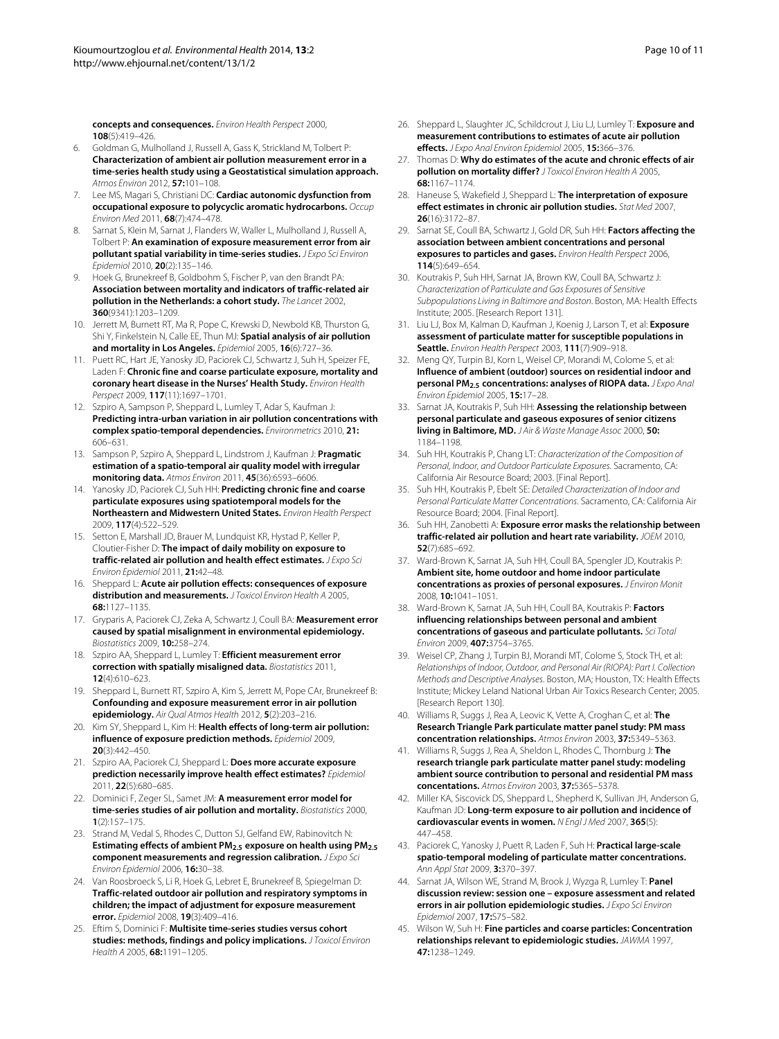**concepts and consequences.** *Environ Health Perspect* 2000, **108**(5):419–426.

6. Goldman G, Mulholland J, Russell A, Gass K, Strickland M, Tolbert P: **Characterization of ambient air pollution measurement error in a time-series health study using a Geostatistical simulation approach.** *Atmos Environ* 2012, **57:**101–108.
7. Lee MS, Magari S, Christiani DC: **Cardiac autonomic dysfunction from occupational exposure to polycyclic aromatic hydrocarbons.** *Occup Environ Med* 2011, **68**(7):474–478.
8. Sarnat S, Klein M, Sarnat J, Flanders W, Waller L, Mulholland J, Russell A, Tolbert P: **An examination of exposure measurement error from air pollutant spatial variability in time-series studies.** *J Expo Sci Environ Epidemiol* 2010, **20**(2):135–146.
9. Hoek G, Brunekreef B, Goldbohm S, Fischer P, van den Brandt PA: **Association between mortality and indicators of traffic-related air pollution in the Netherlands: a cohort study.** *The Lancet* 2002, **360**(9341):1203–1209.
10. Jerrett M, Burnett RT, Ma R, Pope C, Krewski D, Newbold KB, Thurston G, Shi Y, Finkelstein N, Calle EE, Thun MJ: **Spatial analysis of air pollution and mortality in Los Angeles.** *Epidemiol* 2005, **16**(6):727–36.
11. Puett RC, Hart JE, Yanosky JD, Paciorek CJ, Schwartz J, Suh H, Speizer FE, Laden F: **Chronic fine and coarse particulate exposure, mortality and coronary heart disease in the Nurses' Health Study.** *Environ Health Perspect* 2009, **117**(11):1697–1701.
12. Szpiro A, Sampson P, Sheppard L, Lumley T, Adar S, Kaufman J: **Predicting intra-urban variation in air pollution concentrations with complex spatio-temporal dependencies.** *Environmetrics* 2010, **21:** 606–631.
13. Sampson P, Szpiro A, Sheppard L, Lindstrom J, Kaufman J: **Pragmatic estimation of a spatio-temporal air quality model with irregular monitoring data.** *Atmos Environ* 2011, **45**(36):6593–6606.
14. Yanosky JD, Paciorek CJ, Suh HH: **Predicting chronic fine and coarse particulate exposures using spatiotemporal models for the Northeastern and Midwestern United States.** *Environ Health Perspect* 2009, **117**(4):522–529.
15. Setton E, Marshall JD, Brauer M, Lundquist KR, Hystad P, Keller P, Cloutier-Fisher D: **The impact of daily mobility on exposure to traffic-related air pollution and health effect estimates.** *J Expo Sci Environ Epidemiol* 2011, **21:**42–48.
16. Sheppard L: **Acute air pollution effects: consequences of exposure distribution and measurements.** *J Toxicol Environ Health A* 2005, **68:**1127–1135.
17. Gryparis A, Paciorek CJ, Zeka A, Schwartz J, Coull BA: **Measurement error caused by spatial misalignment in environmental epidemiology.** *Biostatistics* 2009, **10:**258–274.
18. Szpiro AA, Sheppard L, Lumley T: **Efficient measurement error correction with spatially misaligned data.** *Biostatistics* 2011, **12**(4):610–623.
19. Sheppard L, Burnett RT, Szpiro A, Kim S, Jerrett M, Pope CAr, Brunekreef B: **Confounding and exposure measurement error in air pollution epidemiology.** *Air Qual Atmos Health* 2012, **5**(2):203–216.
20. Kim SY, Sheppard L, Kim H: **Health effects of long-term air pollution: influence of exposure prediction methods.** *Epidemiol* 2009, **20**(3):442–450.
21. Szpiro AA, Paciorek CJ, Sheppard L: **Does more accurate exposure prediction necessarily improve health effect estimates?** *Epidemiol* 2011, **22**(5):680–685.
22. Dominici F, Zeger SL, Samet JM: **A measurement error model for time-series studies of air pollution and mortality.** *Biostatistics* 2000, **1**(2):157–175.
23. Strand M, Vedal S, Rhodes C, Dutton SJ, Gelfand EW, Rabinovitch N: **Estimating effects of ambient $PM_{2.5}$ exposure on health using $PM_{2.5}$ component measurements and regression calibration.** *J Expo Sci Environ Epidemiol* 2006, **16:**30–38.
24. Van Roosbroeck S, Li R, Hoek G, Lebret E, Brunekreef B, Spiegelman D: **Traffic-related outdoor air pollution and respiratory symptoms in children; the impact of adjustment for exposure measurement error.** *Epidemiol* 2008, **19**(3):409–416.
25. Eftim S, Dominici F: **Multisite time-series studies versus cohort studies: methods, findings and policy implications.** *J Toxicol Environ Health A* 2005, **68:**1191–1205.
26. Sheppard L, Slaughter JC, Schildcrout J, Liu LJ, Lumley T: **Exposure and measurement contributions to estimates of acute air pollution effects.** *J Expo Anal Environ Epidemiol* 2005, **15:**366–376.
27. Thomas D: **Why do estimates of the acute and chronic effects of air pollution on mortality differ?** *J Toxicol Environ Health A* 2005, **68:**1167–1174.
28. Haneuse S, Wakefield J, Sheppard L: **The interpretation of exposure effect estimates in chronic air pollution studies.** *Stat Med* 2007, **26**(16):3172–87.
29. Sarnat SE, Coull BA, Schwartz J, Gold DR, Suh HH: **Factors affecting the association between ambient concentrations and personal exposures to particles and gases.** *Environ Health Perspect* 2006, **114**(5):649–654.
30. Koutrakis P, Suh HH, Sarnat JA, Brown KW, Coull BA, Schwartz J: *Characterization of Particulate and Gas Exposures of Sensitive Subpopulations Living in Baltimore and Boston*. Boston, MA: Health Effects Institute; 2005. [Research Report 131].
31. Liu LJ, Box M, Kalman D, Kaufman J, Koenig J, Larson T, et al: **Exposure assessment of particulate matter for susceptible populations in Seattle.** *Environ Health Perspect* 2003, **111**(7):909–918.
32. Meng QY, Turpin BJ, Korn L, Weisel CP, Morandi M, Colome S, et al: **Influence of ambient (outdoor) sources on residential indoor and personal $PM_{2.5}$ concentrations: analyses of RIOPA data.** *J Expo Anal Environ Epidemiol* 2005, **15:**17–28.
33. Sarnat JA, Koutrakis P, Suh HH: **Assessing the relationship between personal particulate and gaseous exposures of senior citizens living in Baltimore, MD.** *J Air & Waste Manage Assoc* 2000, **50:** 1184–1198.
34. Suh HH, Koutrakis P, Chang LT: *Characterization of the Composition of Personal, Indoor, and Outdoor Particulate Exposures*. Sacramento, CA: California Air Resource Board; 2003. [Final Report].
35. Suh HH, Koutrakis P, Ebelt SE: *Detailed Characterization of Indoor and Personal Particulate Matter Concentrations*. Sacramento, CA: California Air Resource Board; 2004. [Final Report].
36. Suh HH, Zanobetti A: **Exposure error masks the relationship between traffic-related air pollution and heart rate variability.** *JOEM* 2010, **52**(7):685–692.
37. Ward-Brown K, Sarnat JA, Suh HH, Coull BA, Spengler JD, Koutrakis P: **Ambient site, home outdoor and home indoor particulate concentrations as proxies of personal exposures.** *J Environ Monit* 2008, **10:**1041–1051.
38. Ward-Brown K, Sarnat JA, Suh HH, Coull BA, Koutrakis P: **Factors influencing relationships between personal and ambient concentrations of gaseous and particulate pollutants.** *Sci Total Environ* 2009, **407:**3754–3765.
39. Weisel CP, Zhang J, Turpin BJ, Morandi MT, Colome S, Stock TH, et al: *Relationships of Indoor, Outdoor, and Personal Air (RIOPA): Part I. Collection Methods and Descriptive Analyses*. Boston, MA; Houston, TX: Health Effects Institute; Mickey Leland National Urban Air Toxics Research Center; 2005. [Research Report 130].
40. Williams R, Suggs J, Rea A, Leovic K, Vette A, Croghan C, et al: **The Research Triangle Park particulate matter panel study: PM mass concentration relationships.** *Atmos Environ* 2003, **37:**5349–5363.
41. Williams R, Suggs J, Rea A, Sheldon L, Rhodes C, Thornburg J: **The research triangle park particulate matter panel study: modeling ambient source contribution to personal and residential PM mass concentations.** *Atmos Environ* 2003, **37:**5365–5378.
42. Miller KA, Siscovick DS, Sheppard L, Shepherd K, Sullivan JH, Anderson G, Kaufman JD: **Long-term exposure to air pollution and incidence of cardiovascular events in women.** *N Engl J Med* 2007, **365**(5): 447–458.
43. Paciorek C, Yanosky J, Puett R, Laden F, Suh H: **Practical large-scale spatio-temporal modeling of particulate matter concentrations.** *Ann Appl Stat* 2009, **3:**370–397.
44. Sarnat JA, Wilson WE, Strand M, Brook J, Wyzga R, Lumley T: **Panel discussion review: session one – exposure assessment and related errors in air pollution epidemiologic studies.** *J Expo Sci Environ Epidemiol* 2007, **17:**S75–S82.
45. Wilson W, Suh H: **Fine particles and coarse particles: Concentration relationships relevant to epidemiologic studies.** *JAWMA* 1997, **47:**1238–1249.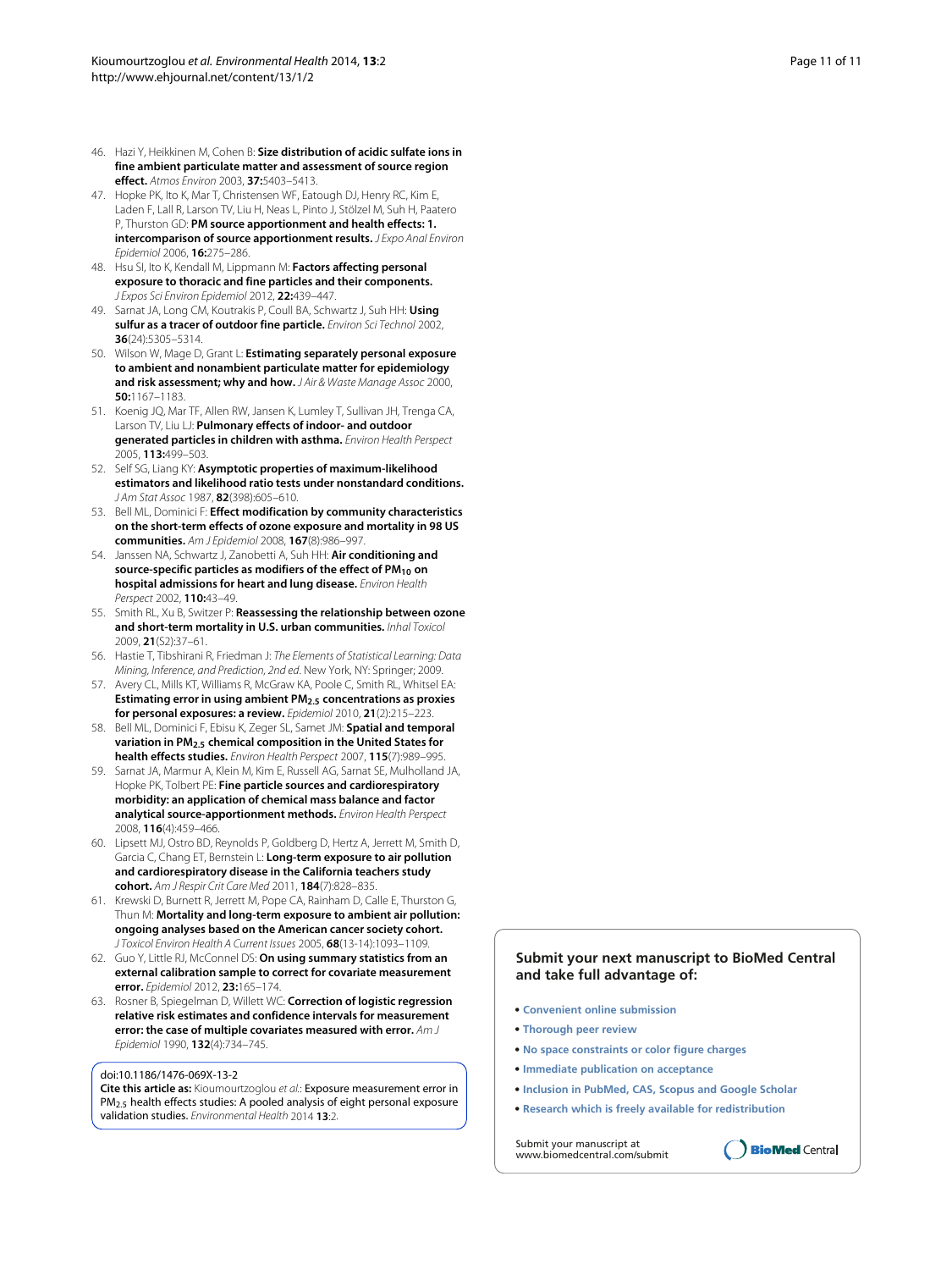46. Hazi Y, Heikkinen M, Cohen B: **Size distribution of acidic sulfate ions in fine ambient particulate matter and assessment of source region effect.** *Atmos Environ* 2003, **37:**5403–5413.
47. Hopke PK, Ito K, Mar T, Christensen WF, Eatough DJ, Henry RC, Kim E, Laden F, Lall R, Larson TV, Liu H, Neas L, Pinto J, Stölzel M, Suh H, Paatero P, Thurston GD: **PM source apportionment and health effects: 1. intercomparison of source apportionment results.** *J Expo Anal Environ Epidemiol* 2006, **16:**275–286.
48. Hsu SI, Ito K, Kendall M, Lippmann M: **Factors affecting personal exposure to thoracic and fine particles and their components.** *J Expos Sci Environ Epidemiol* 2012, **22:**439–447.
49. Sarnat JA, Long CM, Koutrakis P, Coull BA, Schwartz J, Suh HH: **Using sulfur as a tracer of outdoor fine particle.** *Environ Sci Technol* 2002, **36**(24):5305–5314.
50. Wilson W, Mage D, Grant L: **Estimating separately personal exposure to ambient and nonambient particulate matter for epidemiology and risk assessment; why and how.** *J Air & Waste Manage Assoc* 2000, **50:**1167–1183.
51. Koenig JQ, Mar TF, Allen RW, Jansen K, Lumley T, Sullivan JH, Trenga CA, Larson TV, Liu LJ: **Pulmonary effects of indoor- and outdoor generated particles in children with asthma.** *Environ Health Perspect* 2005, **113:**499–503.
52. Self SG, Liang KY: **Asymptotic properties of maximum-likelihood estimators and likelihood ratio tests under nonstandard conditions.** *J Am Stat Assoc* 1987, **82**(398):605–610.
53. Bell ML, Dominici F: **Effect modification by community characteristics on the short-term effects of ozone exposure and mortality in 98 US communities.** *Am J Epidemiol* 2008, **167**(8):986–997.
54. Janssen NA, Schwartz J, Zanobetti A, Suh HH: **Air conditioning and source-specific particles as modifiers of the effect of $PM_{10}$ on hospital admissions for heart and lung disease.** *Environ Health Perspect* 2002, **110:**43–49.
55. Smith RL, Xu B, Switzer P: **Reassessing the relationship between ozone and short-term mortality in U.S. urban communities.** *Inhal Toxicol* 2009, **21**(S2):37–61.
56. Hastie T, Tibshirani R, Friedman J: *The Elements of Statistical Learning: Data Mining, Inference, and Prediction, 2nd ed*. New York, NY: Springer; 2009.
57. Avery CL, Mills KT, Williams R, McGraw KA, Poole C, Smith RL, Whitsel EA: **Estimating error in using ambient $PM_{2.5}$ concentrations as proxies for personal exposures: a review.** *Epidemiol* 2010, **21**(2):215–223.
58. Bell ML, Dominici F, Ebisu K, Zeger SL, Samet JM: **Spatial and temporal variation in $PM_{2.5}$ chemical composition in the United States for health effects studies.** *Environ Health Perspect* 2007, **115**(7):989–995.
59. Sarnat JA, Marmur A, Klein M, Kim E, Russell AG, Sarnat SE, Mulholland JA, Hopke PK, Tolbert PE: **Fine particle sources and cardiorespiratory morbidity: an application of chemical mass balance and factor analytical source-apportionment methods.** *Environ Health Perspect* 2008, **116**(4):459–466.
60. Lipsett MJ, Ostro BD, Reynolds P, Goldberg D, Hertz A, Jerrett M, Smith D, Garcia C, Chang ET, Bernstein L: **Long-term exposure to air pollution and cardiorespiratory disease in the California teachers study cohort.** *Am J Respir Crit Care Med* 2011, **184**(7):828–835.
61. Krewski D, Burnett R, Jerrett M, Pope CA, Rainham D, Calle E, Thurston G, Thun M: **Mortality and long-term exposure to ambient air pollution: ongoing analyses based on the American cancer society cohort.** *J Toxicol Environ Health A Current Issues* 2005, **68**(13-14):1093–1109.
62. Guo Y, Little RJ, McConnel DS: **On using summary statistics from an external calibration sample to correct for covariate measurement error.** *Epidemiol* 2012, **23:**165–174.
63. Rosner B, Spiegelman D, Willett WC: **Correction of logistic regression relative risk estimates and confidence intervals for measurement error: the case of multiple covariates measured with error.** *Am J Epidemiol* 1990, **132**(4):734–745.

doi:10.1186/1476-069X-13-2
**Cite this article as:** Kioumourtzoglou *et al.*: Exposure measurement error in $PM_{2.5}$ health effects studies: A pooled analysis of eight personal exposure validation studies. *Environmental Health* 2014 **13**:2.

**Submit your next manuscript to BioMed Central and take full advantage of:**

- **Convenient online submission**
- **Thorough peer review**
- **No space constraints or color figure charges**
- **Immediate publication on acceptance**
- **Inclusion in PubMed, CAS, Scopus and Google Scholar**
- **Research which is freely available for redistribution**

Submit your manuscript at
www.biomedcentral.com/submit

BioMed Central